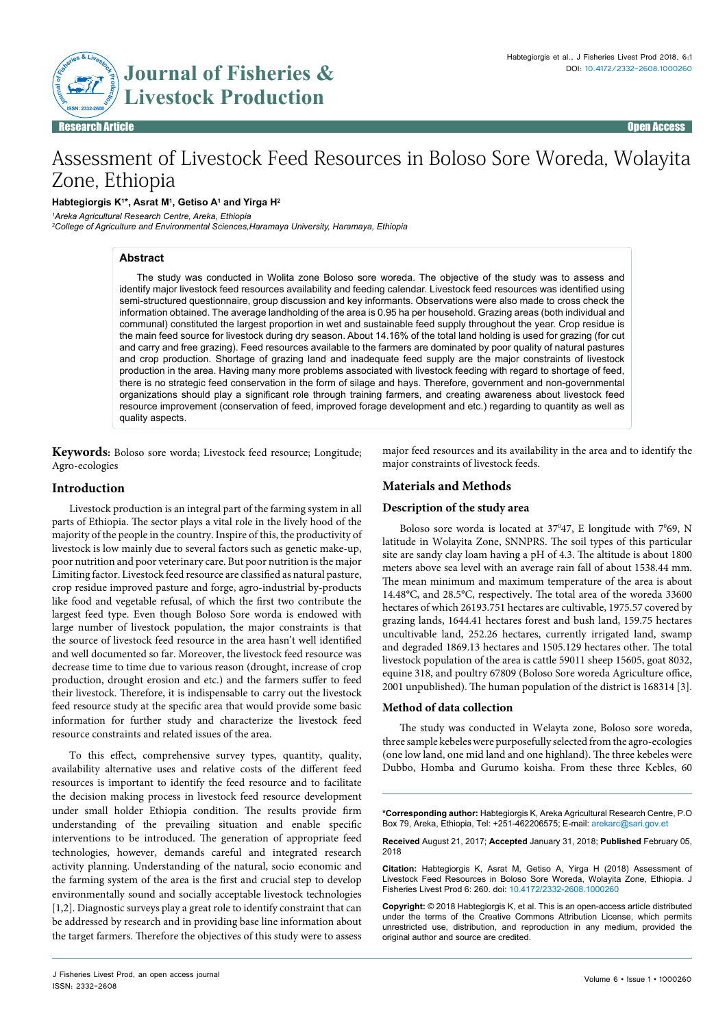# Assessment of Livestock Feed Resources in Boloso Sore Woreda, Wolayita Zone, Ethiopia

**Habtegiorgis K[1]*, Asrat M[1], Getiso A[1] and Yirga H[2]**

*[1]Areka Agricultural Research Centre, Areka, Ethiopia*
*[2]College of Agriculture and Environmental Sciences,Haramaya University, Haramaya, Ethiopia*

## Abstract

The study was conducted in Wolita zone Boloso sore woreda. The objective of the study was to assess and identify major livestock feed resources availability and feeding calendar. Livestock feed resources was identified using semi-structured questionnaire, group discussion and key informants. Observations were also made to cross check the information obtained. The average landholding of the area is 0.95 ha per household. Grazing areas (both individual and communal) constituted the largest proportion in wet and sustainable feed supply throughout the year. Crop residue is the main feed source for livestock during dry season. About 14.16% of the total land holding is used for grazing (for cut and carry and free grazing). Feed resources available to the farmers are dominated by poor quality of natural pastures and crop production. Shortage of grazing land and inadequate feed supply are the major constraints of livestock production in the area. Having many more problems associated with livestock feeding with regard to shortage of feed, there is no strategic feed conservation in the form of silage and hays. Therefore, government and non-governmental organizations should play a significant role through training farmers, and creating awareness about livestock feed resource improvement (conservation of feed, improved forage development and etc.) regarding to quantity as well as quality aspects.

**Keywords:** Boloso sore worda; Livestock feed resource; Longitude; Agro-ecologies

## Introduction

Livestock production is an integral part of the farming system in all parts of Ethiopia. The sector plays a vital role in the lively hood of the majority of the people in the country. Inspire of this, the productivity of livestock is low mainly due to several factors such as genetic make-up, poor nutrition and poor veterinary care. But poor nutrition is the major Limiting factor. Livestock feed resource are classified as natural pasture, crop residue improved pasture and forge, agro-industrial by-products like food and vegetable refusal, of which the first two contribute the largest feed type. Even though Boloso Sore worda is endowed with large number of livestock population, the major constraints is that the source of livestock feed resource in the area hasn't well identified and well documented so far. Moreover, the livestock feed resource was decrease time to time due to various reason (drought, increase of crop production, drought erosion and etc.) and the farmers suffer to feed their livestock. Therefore, it is indispensable to carry out the livestock feed resource study at the specific area that would provide some basic information for further study and characterize the livestock feed resource constraints and related issues of the area.

To this effect, comprehensive survey types, quantity, quality, availability alternative uses and relative costs of the different feed resources is important to identify the feed resource and to facilitate the decision making process in livestock feed resource development under small holder Ethiopia condition. The results provide firm understanding of the prevailing situation and enable specific interventions to be introduced. The generation of appropriate feed technologies, however, demands careful and integrated research activity planning. Understanding of the natural, socio economic and the farming system of the area is the first and crucial step to develop environmentally sound and socially acceptable livestock technologies [1,2]. Diagnostic surveys play a great role to identify constraint that can be addressed by research and in providing base line information about the target farmers. Therefore the objectives of this study were to assess major feed resources and its availability in the area and to identify the major constraints of livestock feeds.

## Materials and Methods

### Description of the study area

Boloso sore worda is located at 37$^{0}$47, E longitude with 7$^{0}$69, N latitude in Wolayita Zone, SNNPRS. The soil types of this particular site are sandy clay loam having a pH of 4.3. The altitude is about 1800 meters above sea level with an average rain fall of about 1538.44 mm. The mean minimum and maximum temperature of the area is about 14.48°C, and 28.5°C, respectively. The total area of the woreda 33600 hectares of which 26193.751 hectares are cultivable, 1975.57 covered by grazing lands, 1644.41 hectares forest and bush land, 159.75 hectares uncultivable land, 252.26 hectares, currently irrigated land, swamp and degraded 1869.13 hectares and 1505.129 hectares other. The total livestock population of the area is cattle 59011 sheep 15605, goat 8032, equine 318, and poultry 67809 (Boloso Sore woreda Agriculture office, 2001 unpublished). The human population of the district is 168314 [3].

### Method of data collection

The study was conducted in Welayta zone, Boloso sore woreda, three sample kebeles were purposefully selected from the agro-ecologies (one low land, one mid land and one highland). The three kebeles were Dubbo, Homba and Gurumo koisha. From these three Kebles, 60

**\*Corresponding author:** Habtegiorgis K, Areka Agricultural Research Centre, P.O Box 79, Areka, Ethiopia, Tel: +251-462206575; E-mail: arekarc@sari.gov.et

**Received** August 21, 2017; **Accepted** January 31, 2018; **Published** February 05, 2018

**Citation:** Habtegiorgis K, Asrat M, Getiso A, Yirga H (2018) Assessment of Livestock Feed Resources in Boloso Sore Woreda, Wolayita Zone, Ethiopia. J Fisheries Livest Prod 6: 260. doi: 10.4172/2332-2608.1000260

**Copyright:** © 2018 Habtegiorgis K, et al. This is an open-access article distributed under the terms of the Creative Commons Attribution License, which permits unrestricted use, distribution, and reproduction in any medium, provided the original author and source are credited.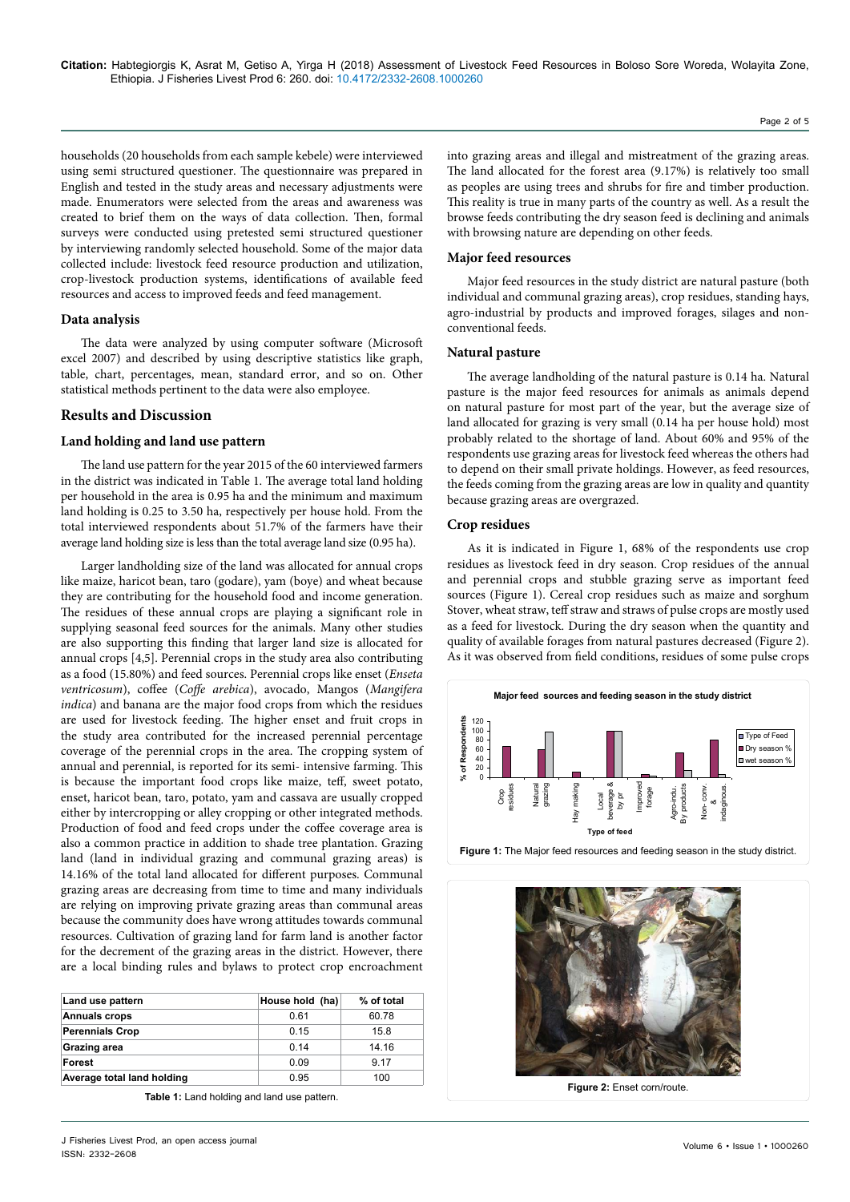households (20 households from each sample kebele) were interviewed using semi structured questioner. The questionnaire was prepared in English and tested in the study areas and necessary adjustments were made. Enumerators were selected from the areas and awareness was created to brief them on the ways of data collection. Then, formal surveys were conducted using pretested semi structured questioner by interviewing randomly selected household. Some of the major data collected include: livestock feed resource production and utilization, crop-livestock production systems, identifications of available feed resources and access to improved feeds and feed management.

## Data analysis

The data were analyzed by using computer software (Microsoft excel 2007) and described by using descriptive statistics like graph, table, chart, percentages, mean, standard error, and so on. Other statistical methods pertinent to the data were also employee.

## Results and Discussion

### Land holding and land use pattern

The land use pattern for the year 2015 of the 60 interviewed farmers in the district was indicated in Table 1. The average total land holding per household in the area is 0.95 ha and the minimum and maximum land holding is 0.25 to 3.50 ha, respectively per house hold. From the total interviewed respondents about 51.7% of the farmers have their average land holding size is less than the total average land size (0.95 ha).

Larger landholding size of the land was allocated for annual crops like maize, haricot bean, taro (godare), yam (boye) and wheat because they are contributing for the household food and income generation. The residues of these annual crops are playing a significant role in supplying seasonal feed sources for the animals. Many other studies are also supporting this finding that larger land size is allocated for annual crops [4,5]. Perennial crops in the study area also contributing as a food (15.80%) and feed sources. Perennial crops like enset (*Enseta ventricosum*), coffee (*Coffe arebica*), avocado, Mangos (*Mangifera indica*) and banana are the major food crops from which the residues are used for livestock feeding. The higher enset and fruit crops in the study area contributed for the increased perennial percentage coverage of the perennial crops in the area. The cropping system of annual and perennial, is reported for its semi- intensive farming. This is because the important food crops like maize, teff, sweet potato, enset, haricot bean, taro, potato, yam and cassava are usually cropped either by intercropping or alley cropping or other integrated methods. Production of food and feed crops under the coffee coverage area is also a common practice in addition to shade tree plantation. Grazing land (land in individual grazing and communal grazing areas) is 14.16% of the total land allocated for different purposes. Communal grazing areas are decreasing from time to time and many individuals are relying on improving private grazing areas than communal areas because the community does have wrong attitudes towards communal resources. Cultivation of grazing land for farm land is another factor for the decrement of the grazing areas in the district. However, there are a local binding rules and bylaws to protect crop encroachment into grazing areas and illegal and mistreatment of the grazing areas. The land allocated for the forest area (9.17%) is relatively too small as peoples are using trees and shrubs for fire and timber production. This reality is true in many parts of the country as well. As a result the browse feeds contributing the dry season feed is declining and animals with browsing nature are depending on other feeds.

| Land use pattern | House hold (ha) | % of total |
|---|---|---|
| Annuals crops | 0.61 | 60.78 |
| Perennials Crop | 0.15 | 15.8 |
| Grazing area | 0.14 | 14.16 |
| Forest | 0.09 | 9.17 |
| Average total land holding | 0.95 | 100 |

**Table 1:** Land holding and land use pattern.

### Major feed resources

Major feed resources in the study district are natural pasture (both individual and communal grazing areas), crop residues, standing hays, agro-industrial by products and improved forages, silages and non-conventional feeds.

### Natural pasture

The average landholding of the natural pasture is 0.14 ha. Natural pasture is the major feed resources for animals as animals depend on natural pasture for most part of the year, but the average size of land allocated for grazing is very small (0.14 ha per house hold) most probably related to the shortage of land. About 60% and 95% of the respondents use grazing areas for livestock feed whereas the others had to depend on their small private holdings. However, as feed resources, the feeds coming from the grazing areas are low in quality and quantity because grazing areas are overgrazed.

### Crop residues

As it is indicated in Figure 1, 68% of the respondents use crop residues as livestock feed in dry season. Crop residues of the annual and perennial crops and stubble grazing serve as important feed sources (Figure 1). Cereal crop residues such as maize and sorghum Stover, wheat straw, teff straw and straws of pulse crops are mostly used as a feed for livestock. During the dry season when the quantity and quality of available forages from natural pastures decreased (Figure 2). As it was observed from field conditions, residues of some pulse crops

**Figure 1:** The Major feed resources and feeding season in the study district.

**Figure 2:** Enset corn/route.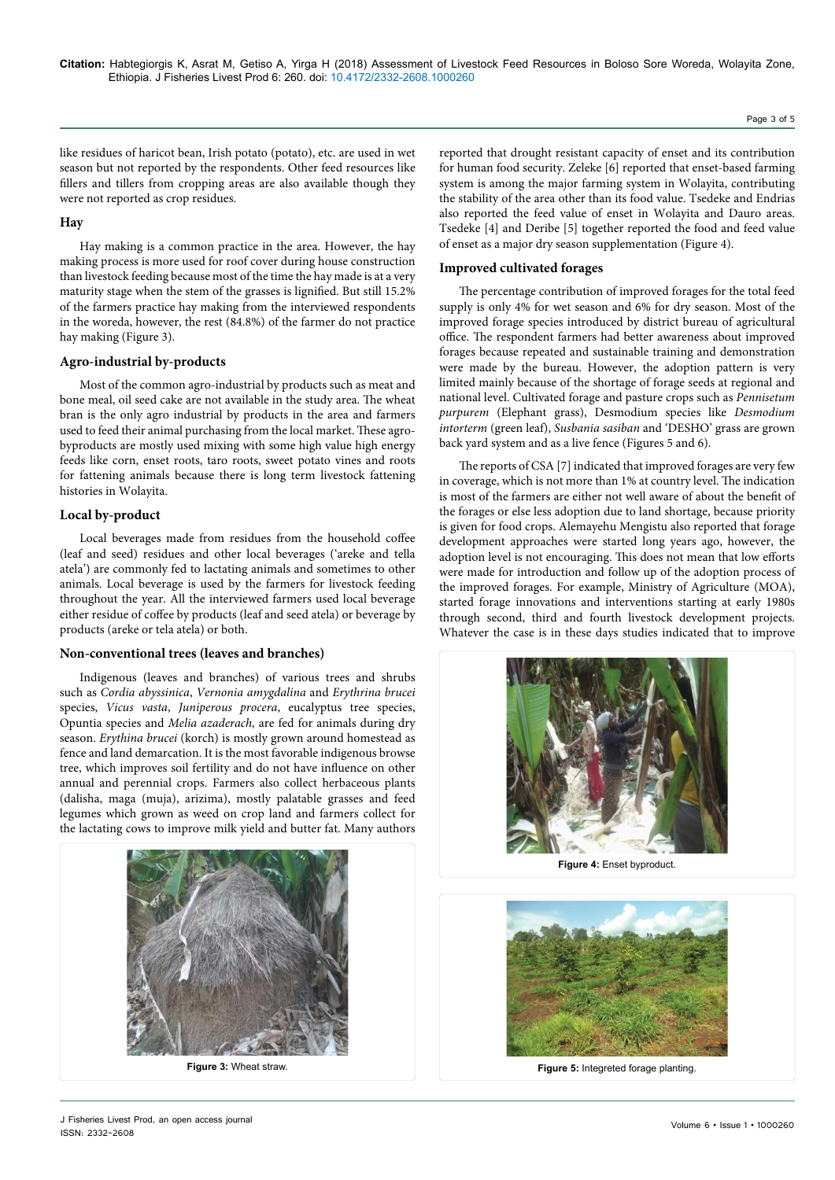like residues of haricot bean, Irish potato (potato), etc. are used in wet season but not reported by the respondents. Other feed resources like fillers and tillers from cropping areas are also available though they were not reported as crop residues.

### Hay

Hay making is a common practice in the area. However, the hay making process is more used for roof cover during house construction than livestock feeding because most of the time the hay made is at a very maturity stage when the stem of the grasses is lignified. But still 15.2% of the farmers practice hay making from the interviewed respondents in the woreda, however, the rest (84.8%) of the farmer do not practice hay making (Figure 3).

### Agro-industrial by-products

Most of the common agro-industrial by products such as meat and bone meal, oil seed cake are not available in the study area. The wheat bran is the only agro industrial by products in the area and farmers used to feed their animal purchasing from the local market. These agro-byproducts are mostly used mixing with some high value high energy feeds like corn, enset roots, taro roots, sweet potato vines and roots for fattening animals because there is long term livestock fattening histories in Wolayita.

### Local by-product

Local beverages made from residues from the household coffee (leaf and seed) residues and other local beverages ('areke and tella atela') are commonly fed to lactating animals and sometimes to other animals. Local beverage is used by the farmers for livestock feeding throughout the year. All the interviewed farmers used local beverage either residue of coffee by products (leaf and seed atela) or beverage by products (areke or tela atela) or both.

### Non-conventional trees (leaves and branches)

Indigenous (leaves and branches) of various trees and shrubs such as *Cordia abyssinica*, *Vernonia amygdalina* and *Erythrina brucei* species, *Vicus vasta*, *Juniperous procera*, eucalyptus tree species, Opuntia species and *Melia azaderach,* are fed for animals during dry season. *Erythina brucei* (korch) is mostly grown around homestead as fence and land demarcation. It is the most favorable indigenous browse tree, which improves soil fertility and do not have influence on other annual and perennial crops. Farmers also collect herbaceous plants (dalisha, maga (muja), arizima), mostly palatable grasses and feed legumes which grown as weed on crop land and farmers collect for the lactating cows to improve milk yield and butter fat. Many authors reported that drought resistant capacity of enset and its contribution for human food security. Zeleke [6] reported that enset-based farming system is among the major farming system in Wolayita, contributing the stability of the area other than its food value. Tsedeke and Endrias also reported the feed value of enset in Wolayita and Dauro areas. Tsedeke [4] and Deribe [5] together reported the food and feed value of enset as a major dry season supplementation (Figure 4).

Figure 3: Wheat straw.

### Improved cultivated forages

The percentage contribution of improved forages for the total feed supply is only 4% for wet season and 6% for dry season. Most of the improved forage species introduced by district bureau of agricultural office. The respondent farmers had better awareness about improved forages because repeated and sustainable training and demonstration were made by the bureau. However, the adoption pattern is very limited mainly because of the shortage of forage seeds at regional and national level. Cultivated forage and pasture crops such as *Pennisetum purpurem* (Elephant grass), Desmodium species like *Desmodium intorterm* (green leaf), *Susbania sasiban* and 'DESHO' grass are grown back yard system and as a live fence (Figures 5 and 6).

The reports of CSA [7] indicated that improved forages are very few in coverage, which is not more than 1% at country level. The indication is most of the farmers are either not well aware of about the benefit of the forages or else less adoption due to land shortage, because priority is given for food crops. Alemayehu Mengistu also reported that forage development approaches were started long years ago, however, the adoption level is not encouraging. This does not mean that low efforts were made for introduction and follow up of the adoption process of the improved forages. For example, Ministry of Agriculture (MOA), started forage innovations and interventions starting at early 1980s through second, third and fourth livestock development projects. Whatever the case is in these days studies indicated that to improve

Figure 4: Enset byproduct.

Figure 5: Integreted forage planting.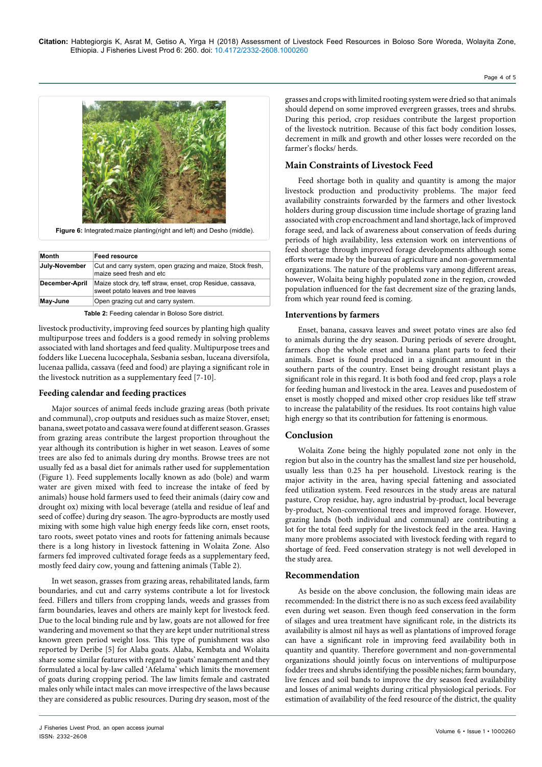Figure 6: Integrated:maize planting(right and left) and Desho (middle).

| Month | Feed resource |
|---|---|
| July-November | Cut and carry system, open grazing and maize, Stock fresh, maize seed fresh and etc |
| December-April | Maize stock dry, teff straw, enset, crop Residue, cassava, sweet potato leaves and tree leaves |
| May-June | Open grazing cut and carry system. |

Table 2: Feeding calendar in Boloso Sore district.

livestock productivity, improving feed sources by planting high quality multipurpose trees and fodders is a good remedy in solving problems associated with land shortages and feed quality. Multipurpose trees and fodders like Luecena lucocephala, Sesbania sesban, luceana diversifola, lucenaa pallida, cassava (feed and food) are playing a significant role in the livestock nutrition as a supplementary feed [7-10].

### Feeding calendar and feeding practices

Major sources of animal feeds include grazing areas (both private and communal), crop outputs and residues such as maize Stover, enset; banana, sweet potato and cassava were found at different season. Grasses from grazing areas contribute the largest proportion throughout the year although its contribution is higher in wet season. Leaves of some trees are also fed to animals during dry months. Browse trees are not usually fed as a basal diet for animals rather used for supplementation (Figure 1). Feed supplements locally known as ado (bole) and warm water are given mixed with feed to increase the intake of feed by animals) house hold farmers used to feed their animals (dairy cow and drought ox) mixing with local beverage (atella and residue of leaf and seed of coffee) during dry season. The agro-byproducts are mostly used mixing with some high value high energy feeds like corn, enset roots, taro roots, sweet potato vines and roots for fattening animals because there is a long history in livestock fattening in Wolaita Zone. Also farmers fed improved cultivated forage feeds as a supplementary feed, mostly feed dairy cow, young and fattening animals (Table 2).

In wet season, grasses from grazing areas, rehabilitated lands, farm boundaries, and cut and carry systems contribute a lot for livestock feed. Fillers and tillers from cropping lands, weeds and grasses from farm boundaries, leaves and others are mainly kept for livestock feed. Due to the local binding rule and by law, goats are not allowed for free wandering and movement so that they are kept under nutritional stress known green period weight loss. This type of punishment was also reported by Deribe [5] for Alaba goats. Alaba, Kembata and Wolaita share some similar features with regard to goats' management and they formulated a local by-law called 'Afelama' which limits the movement of goats during cropping period. The law limits female and castrated males only while intact males can move irrespective of the laws because they are considered as public resources. During dry season, most of the grasses and crops with limited rooting system were dried so that animals should depend on some improved evergreen grasses, trees and shrubs. During this period, crop residues contribute the largest proportion of the livestock nutrition. Because of this fact body condition losses, decrement in milk and growth and other losses were recorded on the farmer's flocks/ herds.

## Main Constraints of Livestock Feed

Feed shortage both in quality and quantity is among the major livestock production and productivity problems. The major feed availability constraints forwarded by the farmers and other livestock holders during group discussion time include shortage of grazing land associated with crop encroachment and land shortage, lack of improved forage seed, and lack of awareness about conservation of feeds during periods of high availability, less extension work on interventions of feed shortage through improved forage developments although some efforts were made by the bureau of agriculture and non-governmental organizations. The nature of the problems vary among different areas, however, Wolaita being highly populated zone in the region, crowded population influenced for the fast decrement size of the grazing lands, from which year round feed is coming.

### Interventions by farmers

Enset, banana, cassava leaves and sweet potato vines are also fed to animals during the dry season. During periods of severe drought, farmers chop the whole enset and banana plant parts to feed their animals. Enset is found produced in a significant amount in the southern parts of the country. Enset being drought resistant plays a significant role in this regard. It is both food and feed crop, plays a role for feeding human and livestock in the area. Leaves and pusedostem of enset is mostly chopped and mixed other crop residues like teff straw to increase the palatability of the residues. Its root contains high value high energy so that its contribution for fattening is enormous.

## Conclusion

Wolaita Zone being the highly populated zone not only in the region but also in the country has the smallest land size per household, usually less than 0.25 ha per household. Livestock rearing is the major activity in the area, having special fattening and associated feed utilization system. Feed resources in the study areas are natural pasture, Crop residue, hay, agro industrial by-product, local beverage by-product, Non-conventional trees and improved forage. However, grazing lands (both individual and communal) are contributing a lot for the total feed supply for the livestock feed in the area. Having many more problems associated with livestock feeding with regard to shortage of feed. Feed conservation strategy is not well developed in the study area.

## Recommendation

As beside on the above conclusion, the following main ideas are recommended: In the district there is no as such excess feed availability even during wet season. Even though feed conservation in the form of silages and urea treatment have significant role, in the districts its availability is almost nil hays as well as plantations of improved forage can have a significant role in improving feed availability both in quantity and quantity. Therefore government and non-governmental organizations should jointly focus on interventions of multipurpose fodder trees and shrubs identifying the possible niches; farm boundary, live fences and soil bands to improve the dry season feed availability and losses of animal weights during critical physiological periods. For estimation of availability of the feed resource of the district, the quality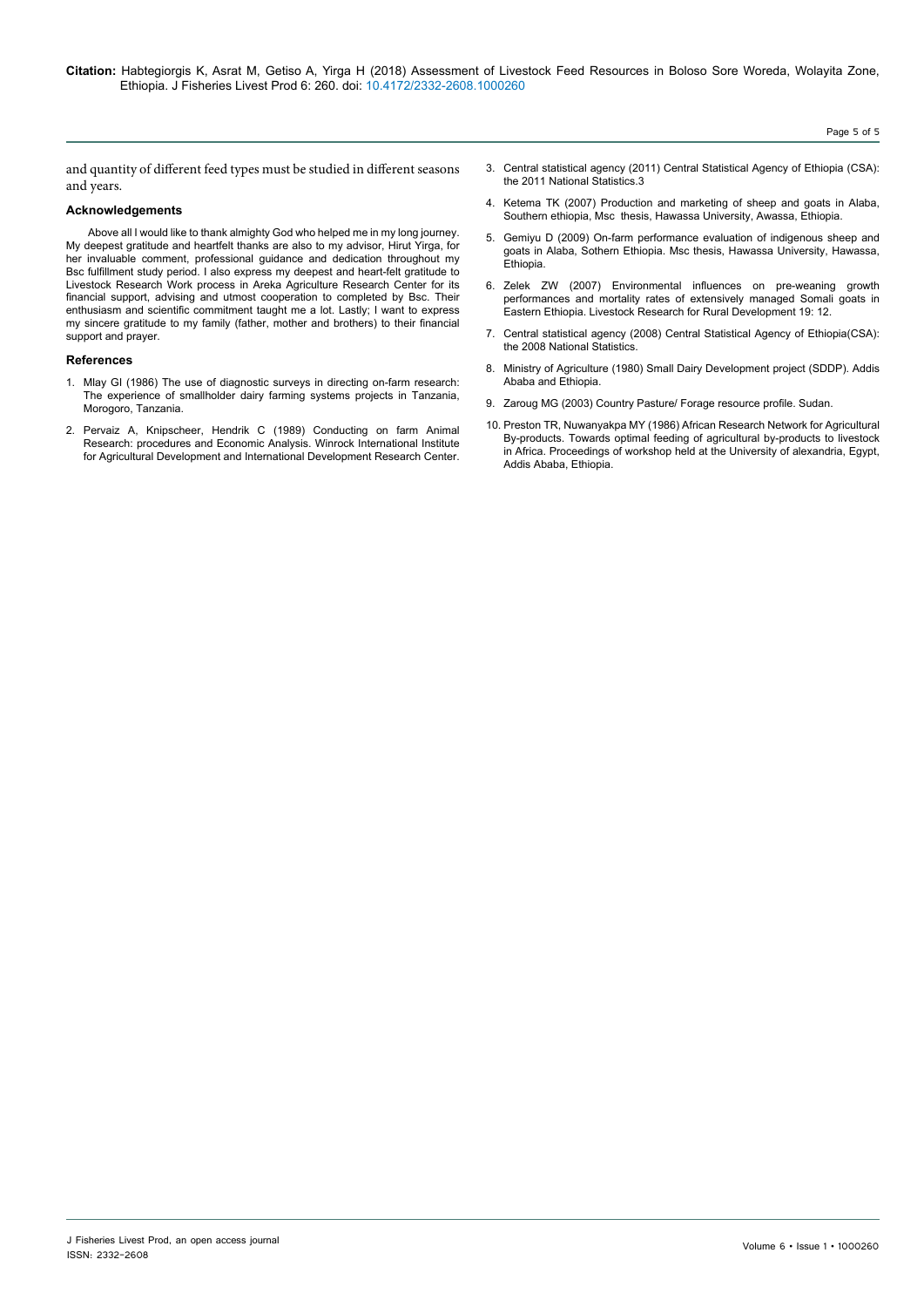and quantity of different feed types must be studied in different seasons and years.

### Acknowledgements

Above all I would like to thank almighty God who helped me in my long journey. My deepest gratitude and heartfelt thanks are also to my advisor, Hirut Yirga, for her invaluable comment, professional guidance and dedication throughout my Bsc fulfillment study period. I also express my deepest and heart-felt gratitude to Livestock Research Work process in Areka Agriculture Research Center for its financial support, advising and utmost cooperation to completed by Bsc. Their enthusiasm and scientific commitment taught me a lot. Lastly; I want to express my sincere gratitude to my family (father, mother and brothers) to their financial support and prayer.

### References

1. Mlay GI (1986) The use of diagnostic surveys in directing on-farm research: The experience of smallholder dairy farming systems projects in Tanzania, Morogoro, Tanzania.
2. Pervaiz A, Knipscheer, Hendrik C (1989) Conducting on farm Animal Research: procedures and Economic Analysis. Winrock International Institute for Agricultural Development and International Development Research Center.
3. Central statistical agency (2011) Central Statistical Agency of Ethiopia (CSA): the 2011 National Statistics.3
4. Ketema TK (2007) Production and marketing of sheep and goats in Alaba, Southern ethiopia, Msc thesis, Hawassa University, Awassa, Ethiopia.
5. Gemiyu D (2009) On-farm performance evaluation of indigenous sheep and goats in Alaba, Sothern Ethiopia. Msc thesis, Hawassa University, Hawassa, Ethiopia.
6. Zelek ZW (2007) Environmental influences on pre-weaning growth performances and mortality rates of extensively managed Somali goats in Eastern Ethiopia. Livestock Research for Rural Development 19: 12.
7. Central statistical agency (2008) Central Statistical Agency of Ethiopia(CSA): the 2008 National Statistics.
8. Ministry of Agriculture (1980) Small Dairy Development project (SDDP). Addis Ababa and Ethiopia.
9. Zaroug MG (2003) Country Pasture/ Forage resource profile. Sudan.
10. Preston TR, Nuwanyakpa MY (1986) African Research Network for Agricultural By-products. Towards optimal feeding of agricultural by-products to livestock in Africa. Proceedings of workshop held at the University of alexandria, Egypt, Addis Ababa, Ethiopia.